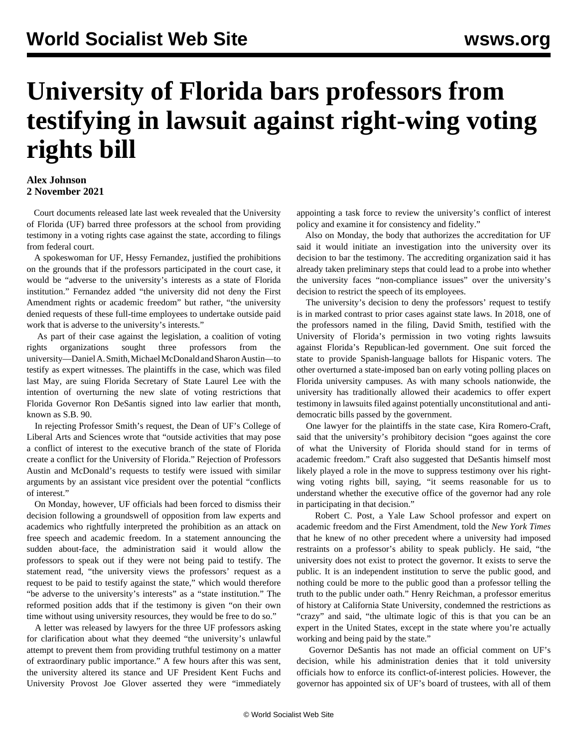# University of Florida bars professors from testifying in lawsuit against right-wing voting rights bill

**Alex Johnson**
**2 November 2021**

Court documents released late last week revealed that the University of Florida (UF) barred three professors at the school from providing testimony in a voting rights case against the state, according to filings from federal court.

A spokeswoman for UF, Hessy Fernandez, justified the prohibitions on the grounds that if the professors participated in the court case, it would be "adverse to the university's interests as a state of Florida institution." Fernandez added "the university did not deny the First Amendment rights or academic freedom" but rather, "the university denied requests of these full-time employees to undertake outside paid work that is adverse to the university's interests."

As part of their case against the legislation, a coalition of voting rights organizations sought three professors from the university—Daniel A. Smith, Michael McDonald and Sharon Austin—to testify as expert witnesses. The plaintiffs in the case, which was filed last May, are suing Florida Secretary of State Laurel Lee with the intention of overturning the new slate of voting restrictions that Florida Governor Ron DeSantis signed into law earlier that month, known as S.B. 90.

In rejecting Professor Smith's request, the Dean of UF's College of Liberal Arts and Sciences wrote that "outside activities that may pose a conflict of interest to the executive branch of the state of Florida create a conflict for the University of Florida." Rejection of Professors Austin and McDonald's requests to testify were issued with similar arguments by an assistant vice president over the potential "conflicts of interest."

On Monday, however, UF officials had been forced to dismiss their decision following a groundswell of opposition from law experts and academics who rightfully interpreted the prohibition as an attack on free speech and academic freedom. In a statement announcing the sudden about-face, the administration said it would allow the professors to speak out if they were not being paid to testify. The statement read, "the university views the professors' request as a request to be paid to testify against the state," which would therefore "be adverse to the university's interests" as a "state institution." The reformed position adds that if the testimony is given "on their own time without using university resources, they would be free to do so."

A letter was released by lawyers for the three UF professors asking for clarification about what they deemed "the university's unlawful attempt to prevent them from providing truthful testimony on a matter of extraordinary public importance." A few hours after this was sent, the university altered its stance and UF President Kent Fuchs and University Provost Joe Glover asserted they were "immediately appointing a task force to review the university's conflict of interest policy and examine it for consistency and fidelity."

Also on Monday, the body that authorizes the accreditation for UF said it would initiate an investigation into the university over its decision to bar the testimony. The accrediting organization said it has already taken preliminary steps that could lead to a probe into whether the university faces "non-compliance issues" over the university's decision to restrict the speech of its employees.

The university's decision to deny the professors' request to testify is in marked contrast to prior cases against state laws. In 2018, one of the professors named in the filing, David Smith, testified with the University of Florida's permission in two voting rights lawsuits against Florida's Republican-led government. One suit forced the state to provide Spanish-language ballots for Hispanic voters. The other overturned a state-imposed ban on early voting polling places on Florida university campuses. As with many schools nationwide, the university has traditionally allowed their academics to offer expert testimony in lawsuits filed against potentially unconstitutional and anti-democratic bills passed by the government.

One lawyer for the plaintiffs in the state case, Kira Romero-Craft, said that the university's prohibitory decision "goes against the core of what the University of Florida should stand for in terms of academic freedom." Craft also suggested that DeSantis himself most likely played a role in the move to suppress testimony over his right-wing voting rights bill, saying, "it seems reasonable for us to understand whether the executive office of the governor had any role in participating in that decision."

Robert C. Post, a Yale Law School professor and expert on academic freedom and the First Amendment, told the *New York Times* that he knew of no other precedent where a university had imposed restraints on a professor's ability to speak publicly. He said, "the university does not exist to protect the governor. It exists to serve the public. It is an independent institution to serve the public good, and nothing could be more to the public good than a professor telling the truth to the public under oath." Henry Reichman, a professor emeritus of history at California State University, condemned the restrictions as "crazy" and said, "the ultimate logic of this is that you can be an expert in the United States, except in the state where you're actually working and being paid by the state."

Governor DeSantis has not made an official comment on UF's decision, while his administration denies that it told university officials how to enforce its conflict-of-interest policies. However, the governor has appointed six of UF's board of trustees, with all of them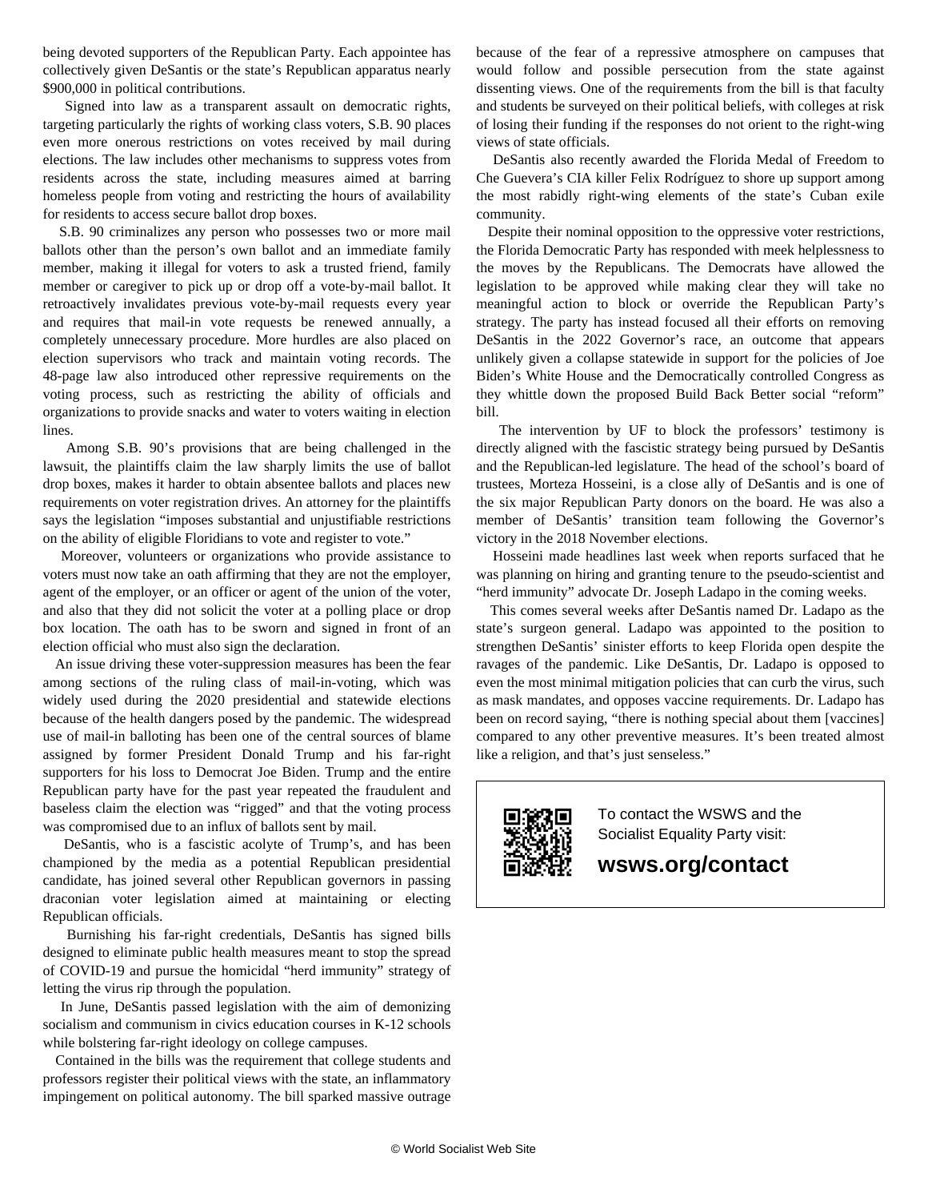being devoted supporters of the Republican Party. Each appointee has collectively given DeSantis or the state's Republican apparatus nearly $900,000 in political contributions.

Signed into law as a transparent assault on democratic rights, targeting particularly the rights of working class voters, S.B. 90 places even more onerous restrictions on votes received by mail during elections. The law includes other mechanisms to suppress votes from residents across the state, including measures aimed at barring homeless people from voting and restricting the hours of availability for residents to access secure ballot drop boxes.

S.B. 90 criminalizes any person who possesses two or more mail ballots other than the person's own ballot and an immediate family member, making it illegal for voters to ask a trusted friend, family member or caregiver to pick up or drop off a vote-by-mail ballot. It retroactively invalidates previous vote-by-mail requests every year and requires that mail-in vote requests be renewed annually, a completely unnecessary procedure. More hurdles are also placed on election supervisors who track and maintain voting records. The 48-page law also introduced other repressive requirements on the voting process, such as restricting the ability of officials and organizations to provide snacks and water to voters waiting in election lines.

Among S.B. 90's provisions that are being challenged in the lawsuit, the plaintiffs claim the law sharply limits the use of ballot drop boxes, makes it harder to obtain absentee ballots and places new requirements on voter registration drives. An attorney for the plaintiffs says the legislation "imposes substantial and unjustifiable restrictions on the ability of eligible Floridians to vote and register to vote."

Moreover, volunteers or organizations who provide assistance to voters must now take an oath affirming that they are not the employer, agent of the employer, or an officer or agent of the union of the voter, and also that they did not solicit the voter at a polling place or drop box location. The oath has to be sworn and signed in front of an election official who must also sign the declaration.

An issue driving these voter-suppression measures has been the fear among sections of the ruling class of mail-in-voting, which was widely used during the 2020 presidential and statewide elections because of the health dangers posed by the pandemic. The widespread use of mail-in balloting has been one of the central sources of blame assigned by former President Donald Trump and his far-right supporters for his loss to Democrat Joe Biden. Trump and the entire Republican party have for the past year repeated the fraudulent and baseless claim the election was "rigged" and that the voting process was compromised due to an influx of ballots sent by mail.

DeSantis, who is a fascistic acolyte of Trump's, and has been championed by the media as a potential Republican presidential candidate, has joined several other Republican governors in passing draconian voter legislation aimed at maintaining or electing Republican officials.

Burnishing his far-right credentials, DeSantis has signed bills designed to eliminate public health measures meant to stop the spread of COVID-19 and pursue the homicidal "herd immunity" strategy of letting the virus rip through the population.

In June, DeSantis passed legislation with the aim of demonizing socialism and communism in civics education courses in K-12 schools while bolstering far-right ideology on college campuses.

Contained in the bills was the requirement that college students and professors register their political views with the state, an inflammatory impingement on political autonomy. The bill sparked massive outrage because of the fear of a repressive atmosphere on campuses that would follow and possible persecution from the state against dissenting views. One of the requirements from the bill is that faculty and students be surveyed on their political beliefs, with colleges at risk of losing their funding if the responses do not orient to the right-wing views of state officials.

DeSantis also recently awarded the Florida Medal of Freedom to Che Guevera's CIA killer Felix Rodríguez to shore up support among the most rabidly right-wing elements of the state's Cuban exile community.

Despite their nominal opposition to the oppressive voter restrictions, the Florida Democratic Party has responded with meek helplessness to the moves by the Republicans. The Democrats have allowed the legislation to be approved while making clear they will take no meaningful action to block or override the Republican Party's strategy. The party has instead focused all their efforts on removing DeSantis in the 2022 Governor's race, an outcome that appears unlikely given a collapse statewide in support for the policies of Joe Biden's White House and the Democratically controlled Congress as they whittle down the proposed Build Back Better social "reform" bill.

The intervention by UF to block the professors' testimony is directly aligned with the fascistic strategy being pursued by DeSantis and the Republican-led legislature. The head of the school's board of trustees, Morteza Hosseini, is a close ally of DeSantis and is one of the six major Republican Party donors on the board. He was also a member of DeSantis' transition team following the Governor's victory in the 2018 November elections.

Hosseini made headlines last week when reports surfaced that he was planning on hiring and granting tenure to the pseudo-scientist and "herd immunity" advocate Dr. Joseph Ladapo in the coming weeks.

This comes several weeks after DeSantis named Dr. Ladapo as the state's surgeon general. Ladapo was appointed to the position to strengthen DeSantis' sinister efforts to keep Florida open despite the ravages of the pandemic. Like DeSantis, Dr. Ladapo is opposed to even the most minimal mitigation policies that can curb the virus, such as mask mandates, and opposes vaccine requirements. Dr. Ladapo has been on record saying, "there is nothing special about them [vaccines] compared to any other preventive measures. It's been treated almost like a religion, and that's just senseless."

To contact the WSWS and the Socialist Equality Party visit:

**wsws.org/contact**